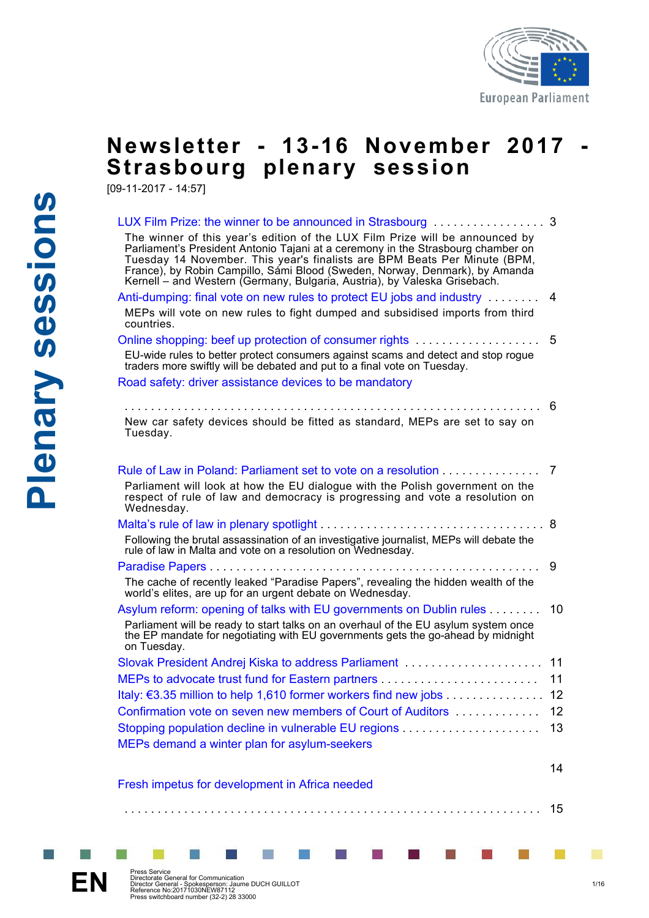# Newsletter - 13-16 November 2017 - Strasbourg plenary session

[09-11-2017 - 14:57]

**Plenary sessions**

- LUX Film Prize: the winner to be announced in Strasbourg ... 3

  The winner of this year's edition of the LUX Film Prize will be announced by Parliament's President Antonio Tajani at a ceremony in the Strasbourg chamber on Tuesday 14 November. This year's finalists are BPM Beats Per Minute (BPM, France), by Robin Campillo, Sámi Blood (Sweden, Norway, Denmark), by Amanda Kernell – and Western (Germany, Bulgaria, Austria), by Valeska Grisebach.

- Anti-dumping: final vote on new rules to protect EU jobs and industry ... 4

  MEPs will vote on new rules to fight dumped and subsidised imports from third countries.

- Online shopping: beef up protection of consumer rights ... 5

  EU-wide rules to better protect consumers against scams and detect and stop rogue traders more swiftly will be debated and put to a final vote on Tuesday.

- Road safety: driver assistance devices to be mandatory ... 6

  New car safety devices should be fitted as standard, MEPs are set to say on Tuesday.

- Rule of Law in Poland: Parliament set to vote on a resolution ... 7

  Parliament will look at how the EU dialogue with the Polish government on the respect of rule of law and democracy is progressing and vote a resolution on Wednesday.

- Malta's rule of law in plenary spotlight ... 8

  Following the brutal assassination of an investigative journalist, MEPs will debate the rule of law in Malta and vote on a resolution on Wednesday.

- Paradise Papers ... 9

  The cache of recently leaked "Paradise Papers", revealing the hidden wealth of the world's elites, are up for an urgent debate on Wednesday.

- Asylum reform: opening of talks with EU governments on Dublin rules ... 10

  Parliament will be ready to start talks on an overhaul of the EU asylum system once the EP mandate for negotiating with EU governments gets the go-ahead by midnight on Tuesday.

- Slovak President Andrej Kiska to address Parliament ... 11
- MEPs to advocate trust fund for Eastern partners ... 11
- Italy: €3.35 million to help 1,610 former workers find new jobs ... 12
- Confirmation vote on seven new members of Court of Auditors ... 12
- Stopping population decline in vulnerable EU regions ... 13
- MEPs demand a winter plan for asylum-seekers ... 14
- Fresh impetus for development in Africa needed ... 15

EN

Press Service
Directorate General for Communication
Director General - Spokesperson: Jaume DUCH GUILLOT
Reference No:20171030NEW87112
Press switchboard number (32-2) 28 33000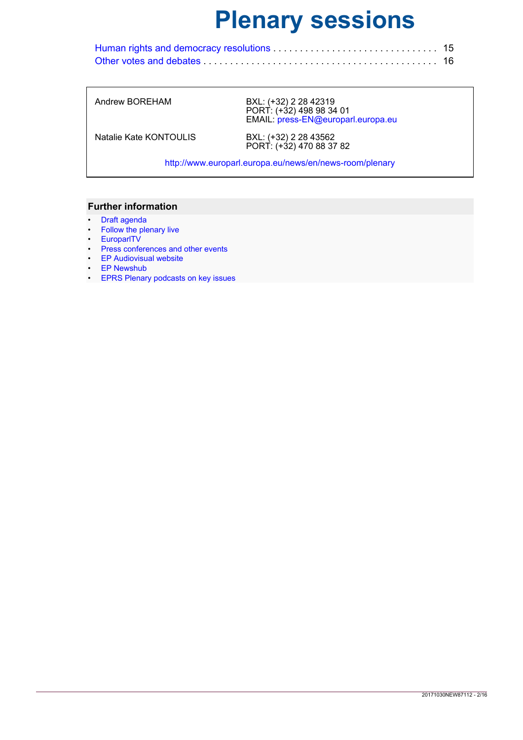# Plenary sessions

Human rights and democracy resolutions . . . . . . . . . . . . . . . . . . . . . . . . . . . . . . . . 15
Other votes and debates . . . . . . . . . . . . . . . . . . . . . . . . . . . . . . . . . . . . . . . . . . . . 16

| | |
|---|---|
| Andrew BOREHAM | BXL: (+32) 2 28 42319<br>PORT: (+32) 498 98 34 01<br>EMAIL: press-EN@europarl.europa.eu |
| Natalie Kate KONTOULIS | BXL: (+32) 2 28 43562<br>PORT: (+32) 470 88 37 82 |

http://www.europarl.europa.eu/news/en/news-room/plenary

## Further information

- Draft agenda
- Follow the plenary live
- EuroparlTV
- Press conferences and other events
- EP Audiovisual website
- EP Newshub
- EPRS Plenary podcasts on key issues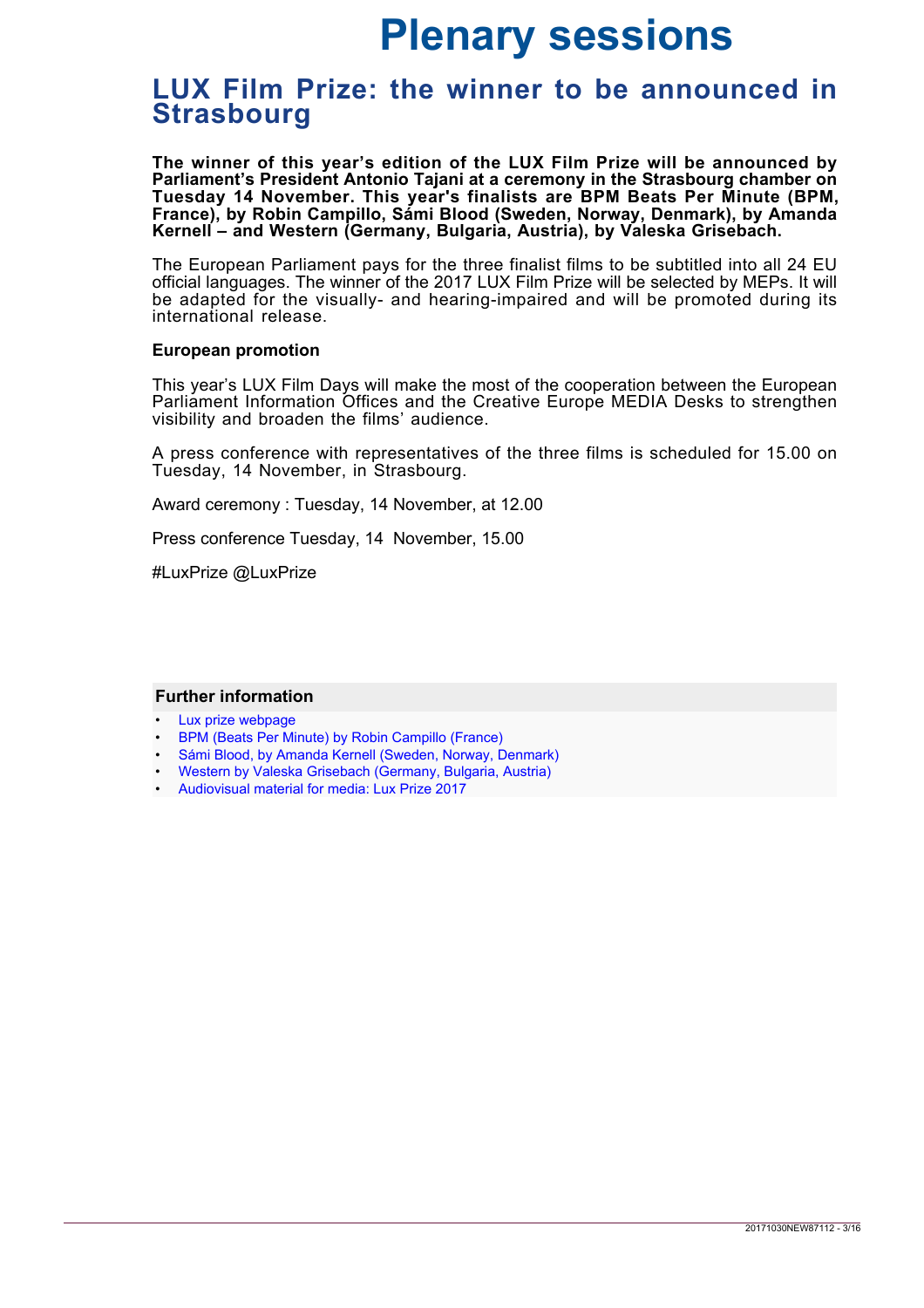# Plenary sessions

## LUX Film Prize: the winner to be announced in Strasbourg

**The winner of this year's edition of the LUX Film Prize will be announced by Parliament's President Antonio Tajani at a ceremony in the Strasbourg chamber on Tuesday 14 November. This year's finalists are BPM Beats Per Minute (BPM, France), by Robin Campillo, Sámi Blood (Sweden, Norway, Denmark), by Amanda Kernell – and Western (Germany, Bulgaria, Austria), by Valeska Grisebach.**

The European Parliament pays for the three finalist films to be subtitled into all 24 EU official languages. The winner of the 2017 LUX Film Prize will be selected by MEPs. It will be adapted for the visually- and hearing-impaired and will be promoted during its international release.

**European promotion**

This year's LUX Film Days will make the most of the cooperation between the European Parliament Information Offices and the Creative Europe MEDIA Desks to strengthen visibility and broaden the films' audience.

A press conference with representatives of the three films is scheduled for 15.00 on Tuesday, 14 November, in Strasbourg.

Award ceremony : Tuesday, 14 November, at 12.00

Press conference Tuesday, 14 November, 15.00

#LuxPrize @LuxPrize

**Further information**

- Lux prize webpage
- BPM (Beats Per Minute) by Robin Campillo (France)
- Sámi Blood, by Amanda Kernell (Sweden, Norway, Denmark)
- Western by Valeska Grisebach (Germany, Bulgaria, Austria)
- Audiovisual material for media: Lux Prize 2017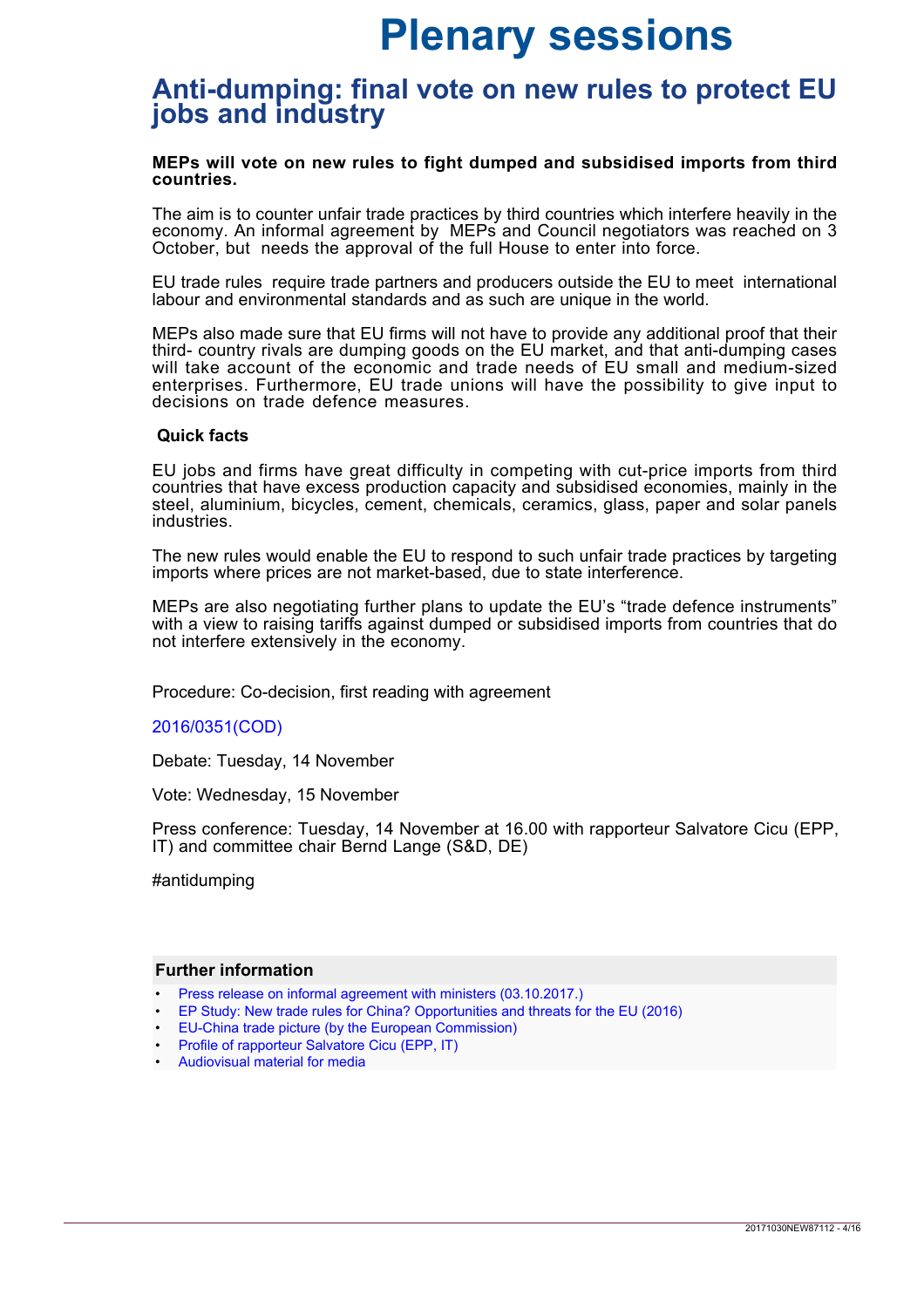# Plenary sessions

## Anti-dumping: final vote on new rules to protect EU jobs and industry

**MEPs will vote on new rules to fight dumped and subsidised imports from third countries.**

The aim is to counter unfair trade practices by third countries which interfere heavily in the economy. An informal agreement by MEPs and Council negotiators was reached on 3 October, but needs the approval of the full House to enter into force.

EU trade rules require trade partners and producers outside the EU to meet international labour and environmental standards and as such are unique in the world.

MEPs also made sure that EU firms will not have to provide any additional proof that their third- country rivals are dumping goods on the EU market, and that anti-dumping cases will take account of the economic and trade needs of EU small and medium-sized enterprises. Furthermore, EU trade unions will have the possibility to give input to decisions on trade defence measures.

**Quick facts**

EU jobs and firms have great difficulty in competing with cut-price imports from third countries that have excess production capacity and subsidised economies, mainly in the steel, aluminium, bicycles, cement, chemicals, ceramics, glass, paper and solar panels industries.

The new rules would enable the EU to respond to such unfair trade practices by targeting imports where prices are not market-based, due to state interference.

MEPs are also negotiating further plans to update the EU's "trade defence instruments" with a view to raising tariffs against dumped or subsidised imports from countries that do not interfere extensively in the economy.

Procedure: Co-decision, first reading with agreement

2016/0351(COD)

Debate: Tuesday, 14 November

Vote: Wednesday, 15 November

Press conference: Tuesday, 14 November at 16.00 with rapporteur Salvatore Cicu (EPP, IT) and committee chair Bernd Lange (S&D, DE)

#antidumping

### Further information

- Press release on informal agreement with ministers (03.10.2017.)
- EP Study: New trade rules for China? Opportunities and threats for the EU (2016)
- EU-China trade picture (by the European Commission)
- Profile of rapporteur Salvatore Cicu (EPP, IT)
- Audiovisual material for media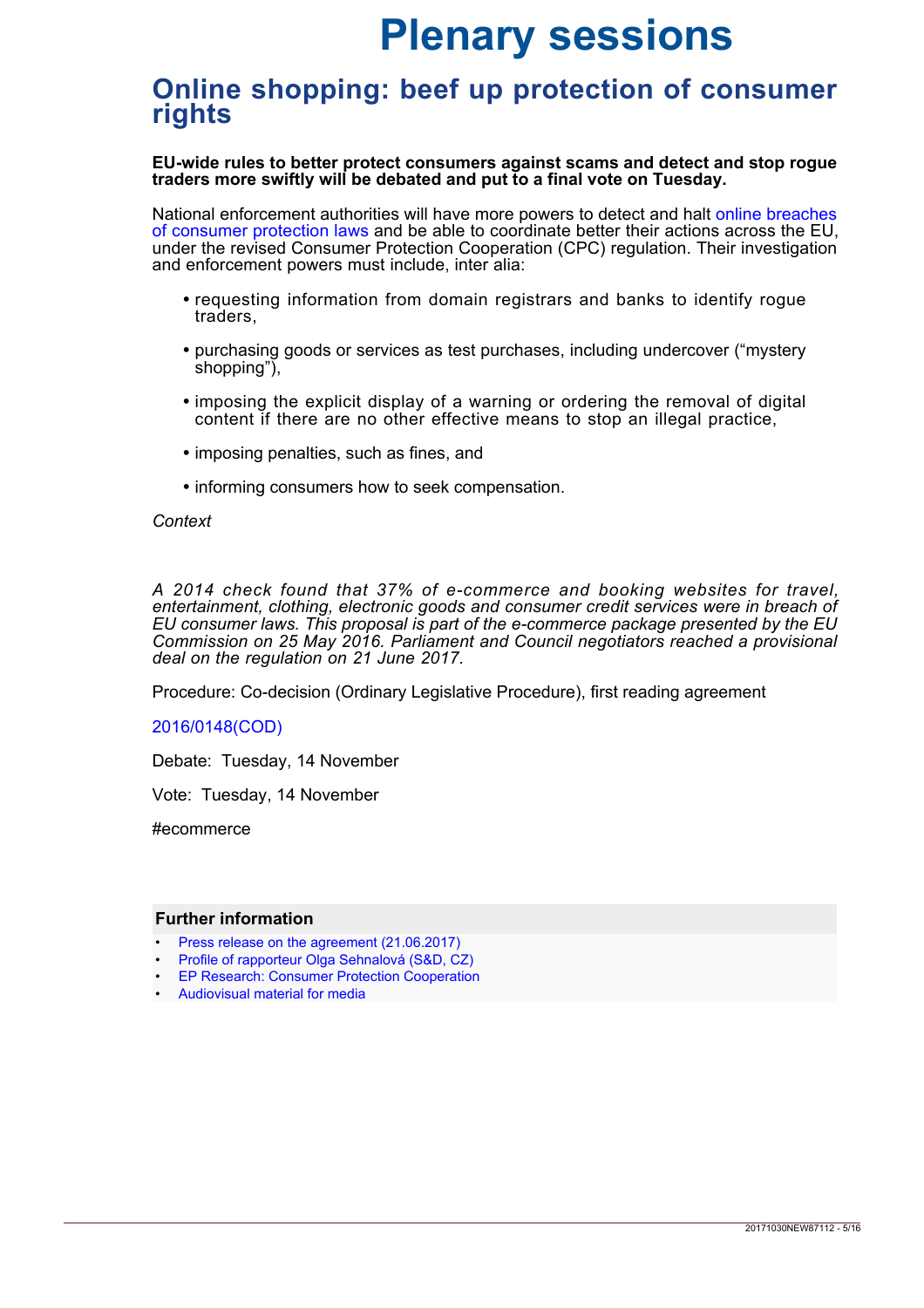# Plenary sessions

## Online shopping: beef up protection of consumer rights

**EU-wide rules to better protect consumers against scams and detect and stop rogue traders more swiftly will be debated and put to a final vote on Tuesday.**

National enforcement authorities will have more powers to detect and halt online breaches of consumer protection laws and be able to coordinate better their actions across the EU, under the revised Consumer Protection Cooperation (CPC) regulation. Their investigation and enforcement powers must include, inter alia:

- requesting information from domain registrars and banks to identify rogue traders,
- purchasing goods or services as test purchases, including undercover ("mystery shopping"),
- imposing the explicit display of a warning or ordering the removal of digital content if there are no other effective means to stop an illegal practice,
- imposing penalties, such as fines, and
- informing consumers how to seek compensation.

*Context*

*A 2014 check found that 37% of e-commerce and booking websites for travel, entertainment, clothing, electronic goods and consumer credit services were in breach of EU consumer laws. This proposal is part of the e-commerce package presented by the EU Commission on 25 May 2016. Parliament and Council negotiators reached a provisional deal on the regulation on 21 June 2017.*

Procedure: Co-decision (Ordinary Legislative Procedure), first reading agreement

2016/0148(COD)

Debate: Tuesday, 14 November

Vote: Tuesday, 14 November

#ecommerce

### Further information

- Press release on the agreement (21.06.2017)
- Profile of rapporteur Olga Sehnalová (S&D, CZ)
- EP Research: Consumer Protection Cooperation
- Audiovisual material for media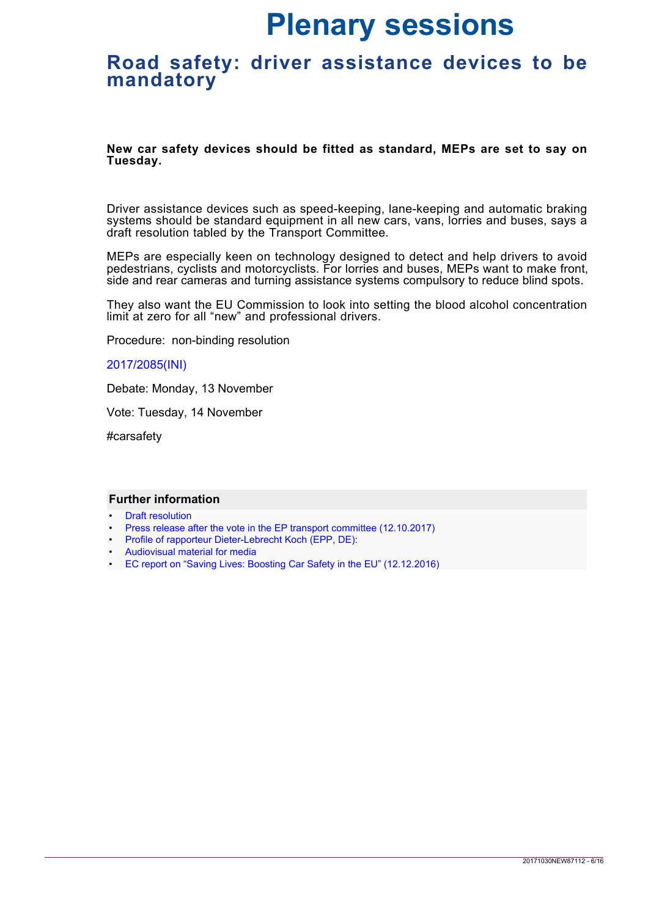# Plenary sessions

## Road safety: driver assistance devices to be mandatory

**New car safety devices should be fitted as standard, MEPs are set to say on Tuesday.**

Driver assistance devices such as speed-keeping, lane-keeping and automatic braking systems should be standard equipment in all new cars, vans, lorries and buses, says a draft resolution tabled by the Transport Committee.

MEPs are especially keen on technology designed to detect and help drivers to avoid pedestrians, cyclists and motorcyclists. For lorries and buses, MEPs want to make front, side and rear cameras and turning assistance systems compulsory to reduce blind spots.

They also want the EU Commission to look into setting the blood alcohol concentration limit at zero for all "new" and professional drivers.

Procedure: non-binding resolution

2017/2085(INI)

Debate: Monday, 13 November

Vote: Tuesday, 14 November

#carsafety

### Further information

- Draft resolution
- Press release after the vote in the EP transport committee (12.10.2017)
- Profile of rapporteur Dieter-Lebrecht Koch (EPP, DE):
- Audiovisual material for media
- EC report on "Saving Lives: Boosting Car Safety in the EU" (12.12.2016)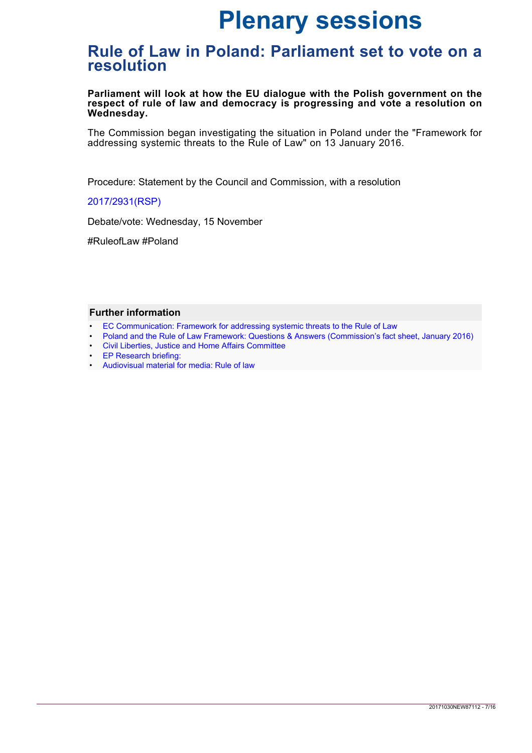# Plenary sessions

## Rule of Law in Poland: Parliament set to vote on a resolution

**Parliament will look at how the EU dialogue with the Polish government on the respect of rule of law and democracy is progressing and vote a resolution on Wednesday.**

The Commission began investigating the situation in Poland under the "Framework for addressing systemic threats to the Rule of Law" on 13 January 2016.

Procedure: Statement by the Council and Commission, with a resolution

2017/2931(RSP)

Debate/vote: Wednesday, 15 November

#RuleofLaw #Poland

### Further information

- EC Communication: Framework for addressing systemic threats to the Rule of Law
- Poland and the Rule of Law Framework: Questions & Answers (Commission's fact sheet, January 2016)
- Civil Liberties, Justice and Home Affairs Committee
- EP Research briefing:
- Audiovisual material for media: Rule of law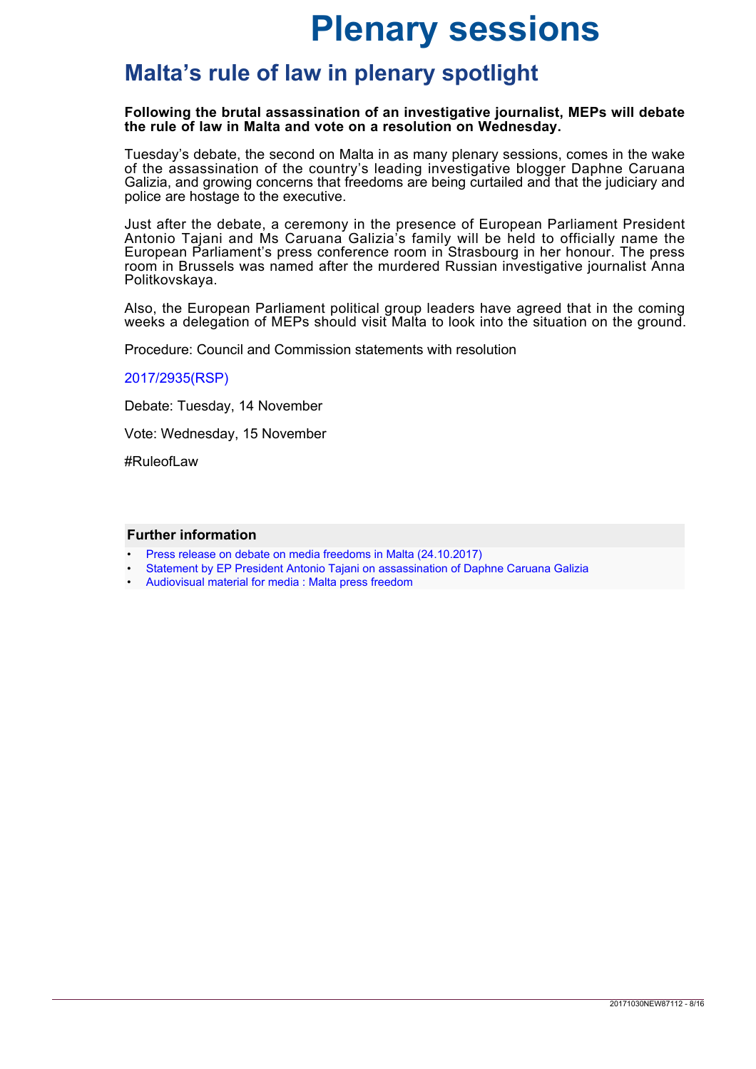# Plenary sessions

## Malta's rule of law in plenary spotlight

**Following the brutal assassination of an investigative journalist, MEPs will debate the rule of law in Malta and vote on a resolution on Wednesday.**

Tuesday's debate, the second on Malta in as many plenary sessions, comes in the wake of the assassination of the country's leading investigative blogger Daphne Caruana Galizia, and growing concerns that freedoms are being curtailed and that the judiciary and police are hostage to the executive.

Just after the debate, a ceremony in the presence of European Parliament President Antonio Tajani and Ms Caruana Galizia's family will be held to officially name the European Parliament's press conference room in Strasbourg in her honour. The press room in Brussels was named after the murdered Russian investigative journalist Anna Politkovskaya.

Also, the European Parliament political group leaders have agreed that in the coming weeks a delegation of MEPs should visit Malta to look into the situation on the ground.

Procedure: Council and Commission statements with resolution

2017/2935(RSP)

Debate: Tuesday, 14 November

Vote: Wednesday, 15 November

#RuleofLaw

### Further information

- Press release on debate on media freedoms in Malta (24.10.2017)
- Statement by EP President Antonio Tajani on assassination of Daphne Caruana Galizia
- Audiovisual material for media : Malta press freedom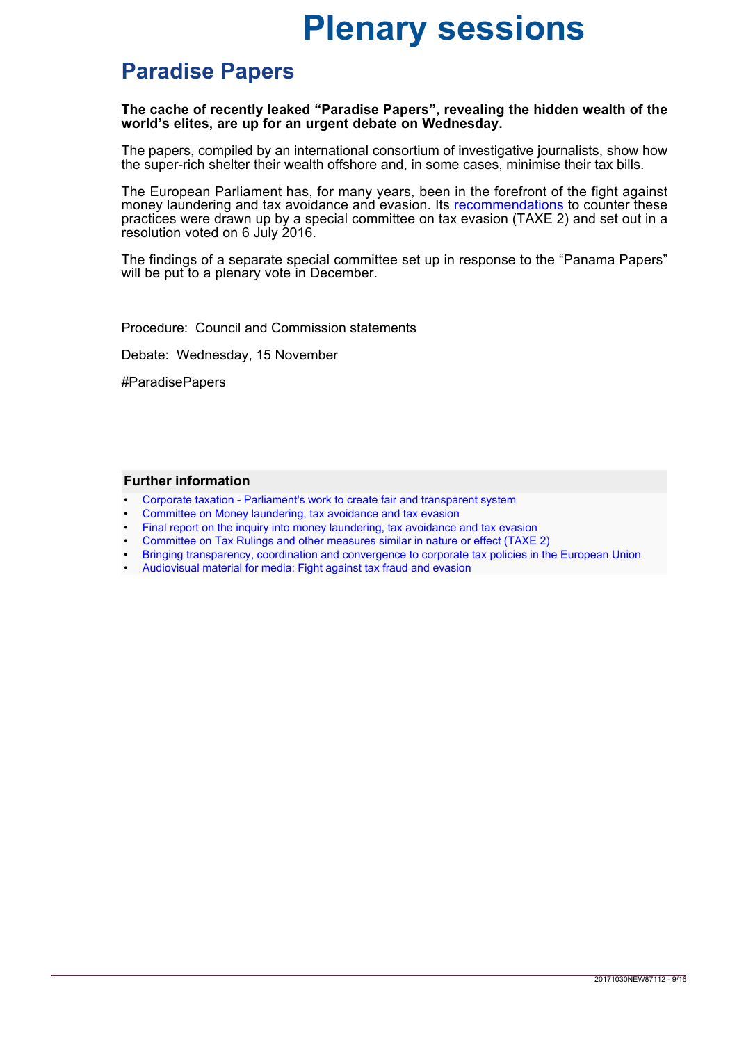# Plenary sessions

## Paradise Papers

**The cache of recently leaked "Paradise Papers", revealing the hidden wealth of the world's elites, are up for an urgent debate on Wednesday.**

The papers, compiled by an international consortium of investigative journalists, show how the super-rich shelter their wealth offshore and, in some cases, minimise their tax bills.

The European Parliament has, for many years, been in the forefront of the fight against money laundering and tax avoidance and evasion. Its recommendations to counter these practices were drawn up by a special committee on tax evasion (TAXE 2) and set out in a resolution voted on 6 July 2016.

The findings of a separate special committee set up in response to the "Panama Papers" will be put to a plenary vote in December.

Procedure: Council and Commission statements

Debate: Wednesday, 15 November

#ParadisePapers

### Further information

- Corporate taxation - Parliament's work to create fair and transparent system
- Committee on Money laundering, tax avoidance and tax evasion
- Final report on the inquiry into money laundering, tax avoidance and tax evasion
- Committee on Tax Rulings and other measures similar in nature or effect (TAXE 2)
- Bringing transparency, coordination and convergence to corporate tax policies in the European Union
- Audiovisual material for media: Fight against tax fraud and evasion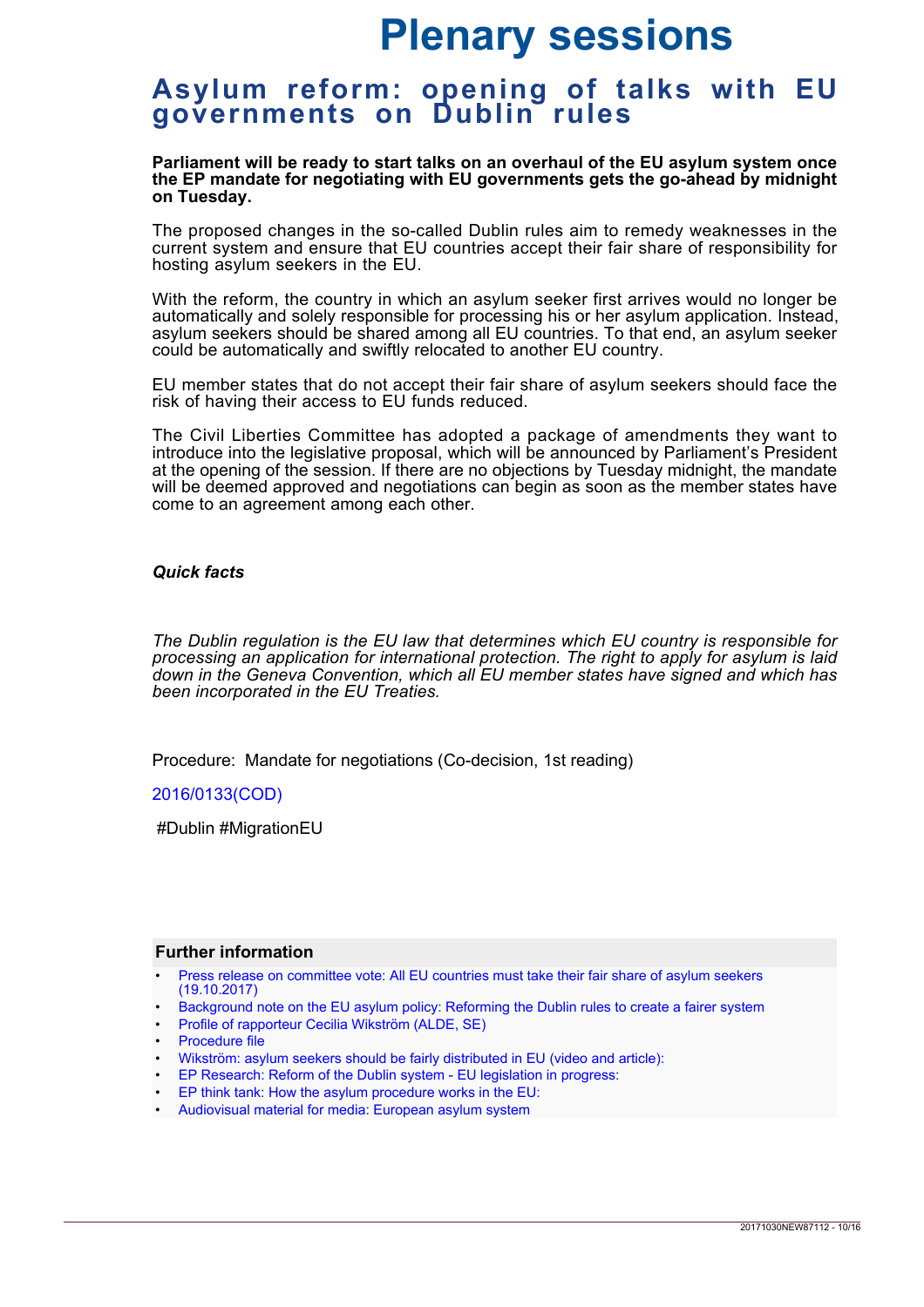# Plenary sessions

## Asylum reform: opening of talks with EU governments on Dublin rules

**Parliament will be ready to start talks on an overhaul of the EU asylum system once the EP mandate for negotiating with EU governments gets the go-ahead by midnight on Tuesday.**

The proposed changes in the so-called Dublin rules aim to remedy weaknesses in the current system and ensure that EU countries accept their fair share of responsibility for hosting asylum seekers in the EU.

With the reform, the country in which an asylum seeker first arrives would no longer be automatically and solely responsible for processing his or her asylum application. Instead, asylum seekers should be shared among all EU countries. To that end, an asylum seeker could be automatically and swiftly relocated to another EU country.

EU member states that do not accept their fair share of asylum seekers should face the risk of having their access to EU funds reduced.

The Civil Liberties Committee has adopted a package of amendments they want to introduce into the legislative proposal, which will be announced by Parliament's President at the opening of the session. If there are no objections by Tuesday midnight, the mandate will be deemed approved and negotiations can begin as soon as the member states have come to an agreement among each other.

***Quick facts***

*The Dublin regulation is the EU law that determines which EU country is responsible for processing an application for international protection. The right to apply for asylum is laid down in the Geneva Convention, which all EU member states have signed and which has been incorporated in the EU Treaties.*

Procedure: Mandate for negotiations (Co-decision, 1st reading)

2016/0133(COD)

#Dublin #MigrationEU

### Further information

- Press release on committee vote: All EU countries must take their fair share of asylum seekers (19.10.2017)
- Background note on the EU asylum policy: Reforming the Dublin rules to create a fairer system
- Profile of rapporteur Cecilia Wikström (ALDE, SE)
- Procedure file
- Wikström: asylum seekers should be fairly distributed in EU (video and article):
- EP Research: Reform of the Dublin system - EU legislation in progress:
- EP think tank: How the asylum procedure works in the EU:
- Audiovisual material for media: European asylum system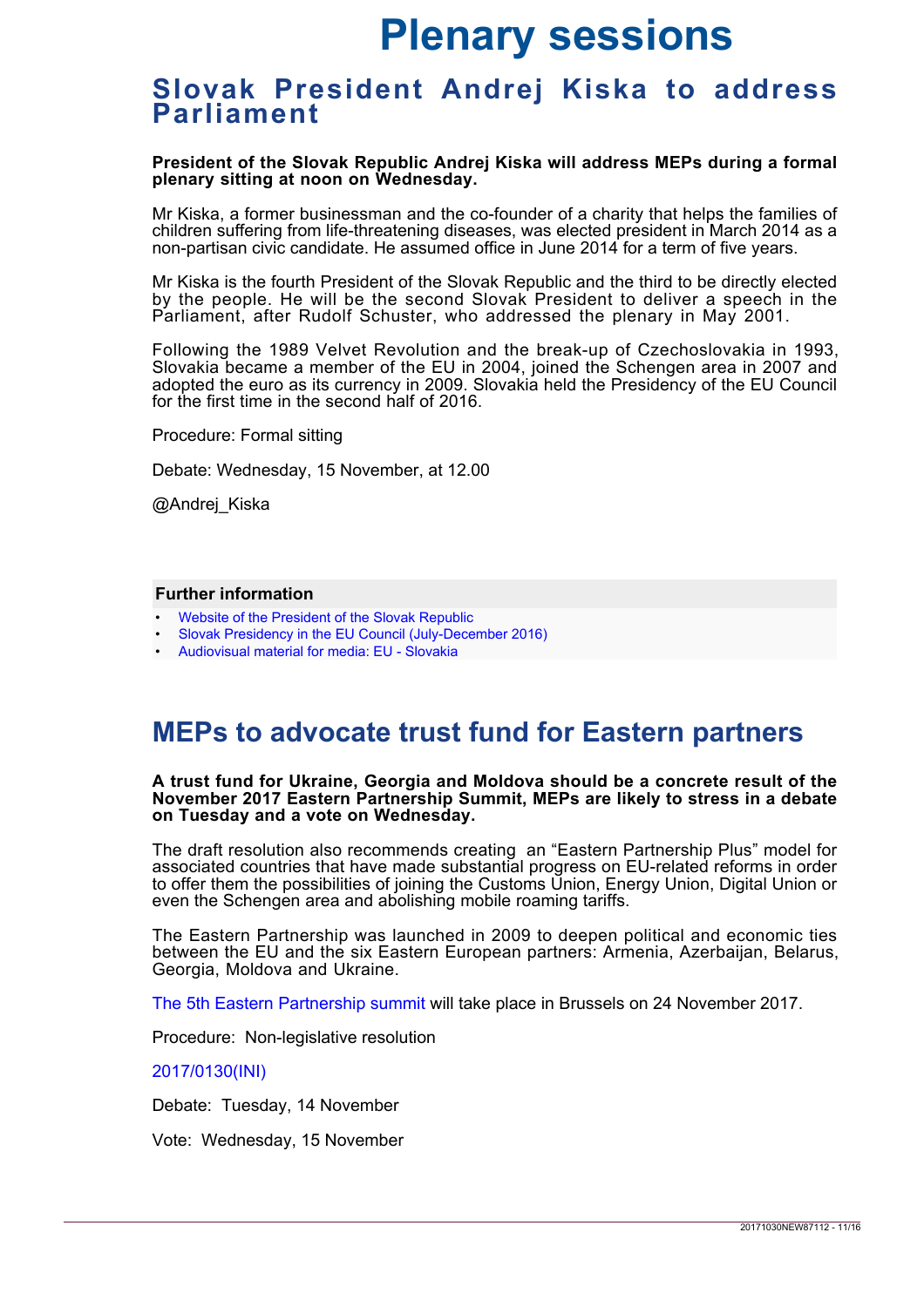# Plenary sessions

## Slovak President Andrej Kiska to address Parliament

**President of the Slovak Republic Andrej Kiska will address MEPs during a formal plenary sitting at noon on Wednesday.**

Mr Kiska, a former businessman and the co-founder of a charity that helps the families of children suffering from life-threatening diseases, was elected president in March 2014 as a non-partisan civic candidate. He assumed office in June 2014 for a term of five years.

Mr Kiska is the fourth President of the Slovak Republic and the third to be directly elected by the people. He will be the second Slovak President to deliver a speech in the Parliament, after Rudolf Schuster, who addressed the plenary in May 2001.

Following the 1989 Velvet Revolution and the break-up of Czechoslovakia in 1993, Slovakia became a member of the EU in 2004, joined the Schengen area in 2007 and adopted the euro as its currency in 2009. Slovakia held the Presidency of the EU Council for the first time in the second half of 2016.

Procedure: Formal sitting

Debate: Wednesday, 15 November, at 12.00

@Andrej_Kiska

### Further information

- Website of the President of the Slovak Republic
- Slovak Presidency in the EU Council (July-December 2016)
- Audiovisual material for media: EU - Slovakia

## MEPs to advocate trust fund for Eastern partners

**A trust fund for Ukraine, Georgia and Moldova should be a concrete result of the November 2017 Eastern Partnership Summit, MEPs are likely to stress in a debate on Tuesday and a vote on Wednesday.**

The draft resolution also recommends creating an "Eastern Partnership Plus" model for associated countries that have made substantial progress on EU-related reforms in order to offer them the possibilities of joining the Customs Union, Energy Union, Digital Union or even the Schengen area and abolishing mobile roaming tariffs.

The Eastern Partnership was launched in 2009 to deepen political and economic ties between the EU and the six Eastern European partners: Armenia, Azerbaijan, Belarus, Georgia, Moldova and Ukraine.

The 5th Eastern Partnership summit will take place in Brussels on 24 November 2017.

Procedure: Non-legislative resolution

2017/0130(INI)

Debate: Tuesday, 14 November

Vote: Wednesday, 15 November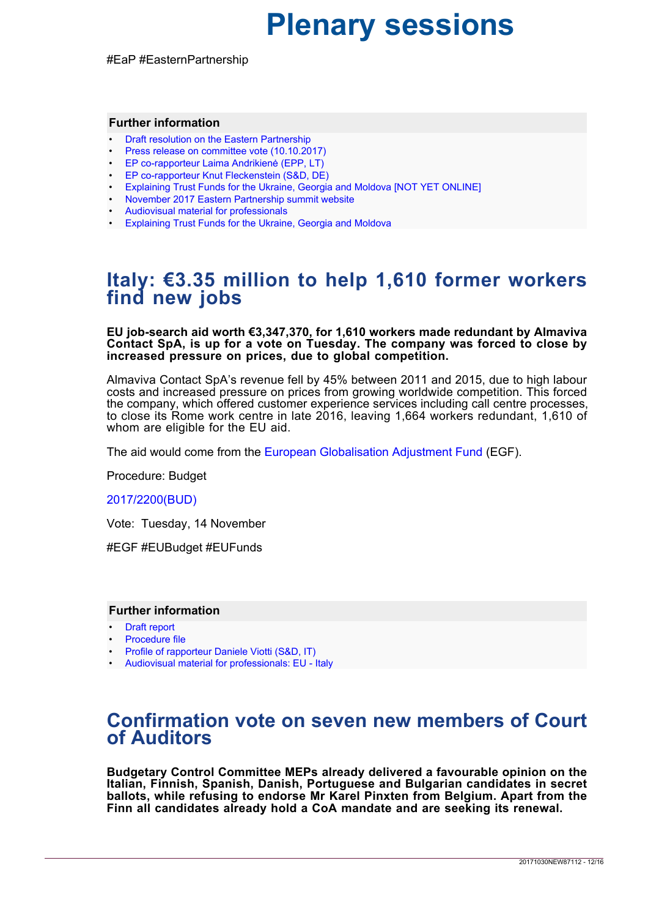#EaP #EasternPartnership

**Further information**

- Draft resolution on the Eastern Partnership
- Press release on committee vote (10.10.2017)
- EP co-rapporteur Laima Andrikienė (EPP, LT)
- EP co-rapporteur Knut Fleckenstein (S&D, DE)
- Explaining Trust Funds for the Ukraine, Georgia and Moldova [NOT YET ONLINE]
- November 2017 Eastern Partnership summit website
- Audiovisual material for professionals
- Explaining Trust Funds for the Ukraine, Georgia and Moldova

## Italy: €3.35 million to help 1,610 former workers find new jobs

**EU job-search aid worth €3,347,370, for 1,610 workers made redundant by Almaviva Contact SpA, is up for a vote on Tuesday. The company was forced to close by increased pressure on prices, due to global competition.**

Almaviva Contact SpA's revenue fell by 45% between 2011 and 2015, due to high labour costs and increased pressure on prices from growing worldwide competition. This forced the company, which offered customer experience services including call centre processes, to close its Rome work centre in late 2016, leaving 1,664 workers redundant, 1,610 of whom are eligible for the EU aid.

The aid would come from the European Globalisation Adjustment Fund (EGF).

Procedure: Budget

2017/2200(BUD)

Vote: Tuesday, 14 November

#EGF #EUBudget #EUFunds

**Further information**

- Draft report
- Procedure file
- Profile of rapporteur Daniele Viotti (S&D, IT)
- Audiovisual material for professionals: EU - Italy

## Confirmation vote on seven new members of Court of Auditors

**Budgetary Control Committee MEPs already delivered a favourable opinion on the Italian, Finnish, Spanish, Danish, Portuguese and Bulgarian candidates in secret ballots, while refusing to endorse Mr Karel Pinxten from Belgium. Apart from the Finn all candidates already hold a CoA mandate and are seeking its renewal.**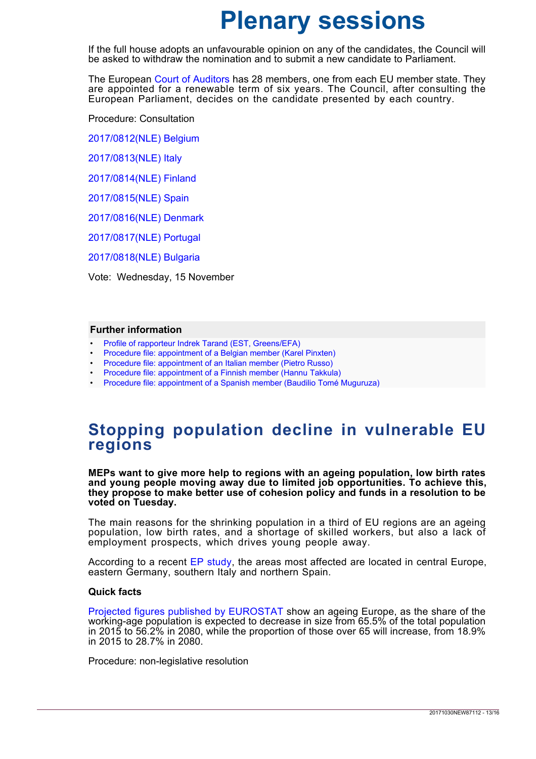If the full house adopts an unfavourable opinion on any of the candidates, the Council will be asked to withdraw the nomination and to submit a new candidate to Parliament.

The European Court of Auditors has 28 members, one from each EU member state. They are appointed for a renewable term of six years. The Council, after consulting the European Parliament, decides on the candidate presented by each country.

Procedure: Consultation

2017/0812(NLE) Belgium

2017/0813(NLE) Italy

2017/0814(NLE) Finland

2017/0815(NLE) Spain

2017/0816(NLE) Denmark

2017/0817(NLE) Portugal

2017/0818(NLE) Bulgaria

Vote: Wednesday, 15 November

### Further information

- Profile of rapporteur Indrek Tarand (EST, Greens/EFA)
- Procedure file: appointment of a Belgian member (Karel Pinxten)
- Procedure file: appointment of an Italian member (Pietro Russo)
- Procedure file: appointment of a Finnish member (Hannu Takkula)
- Procedure file: appointment of a Spanish member (Baudilio Tomé Muguruza)

## Stopping population decline in vulnerable EU regions

**MEPs want to give more help to regions with an ageing population, low birth rates and young people moving away due to limited job opportunities. To achieve this, they propose to make better use of cohesion policy and funds in a resolution to be voted on Tuesday.**

The main reasons for the shrinking population in a third of EU regions are an ageing population, low birth rates, and a shortage of skilled workers, but also a lack of employment prospects, which drives young people away.

According to a recent EP study, the areas most affected are located in central Europe, eastern Germany, southern Italy and northern Spain.

**Quick facts**

Projected figures published by EUROSTAT show an ageing Europe, as the share of the working-age population is expected to decrease in size from 65.5% of the total population in 2015 to 56.2% in 2080, while the proportion of those over 65 will increase, from 18.9% in 2015 to 28.7% in 2080.

Procedure: non-legislative resolution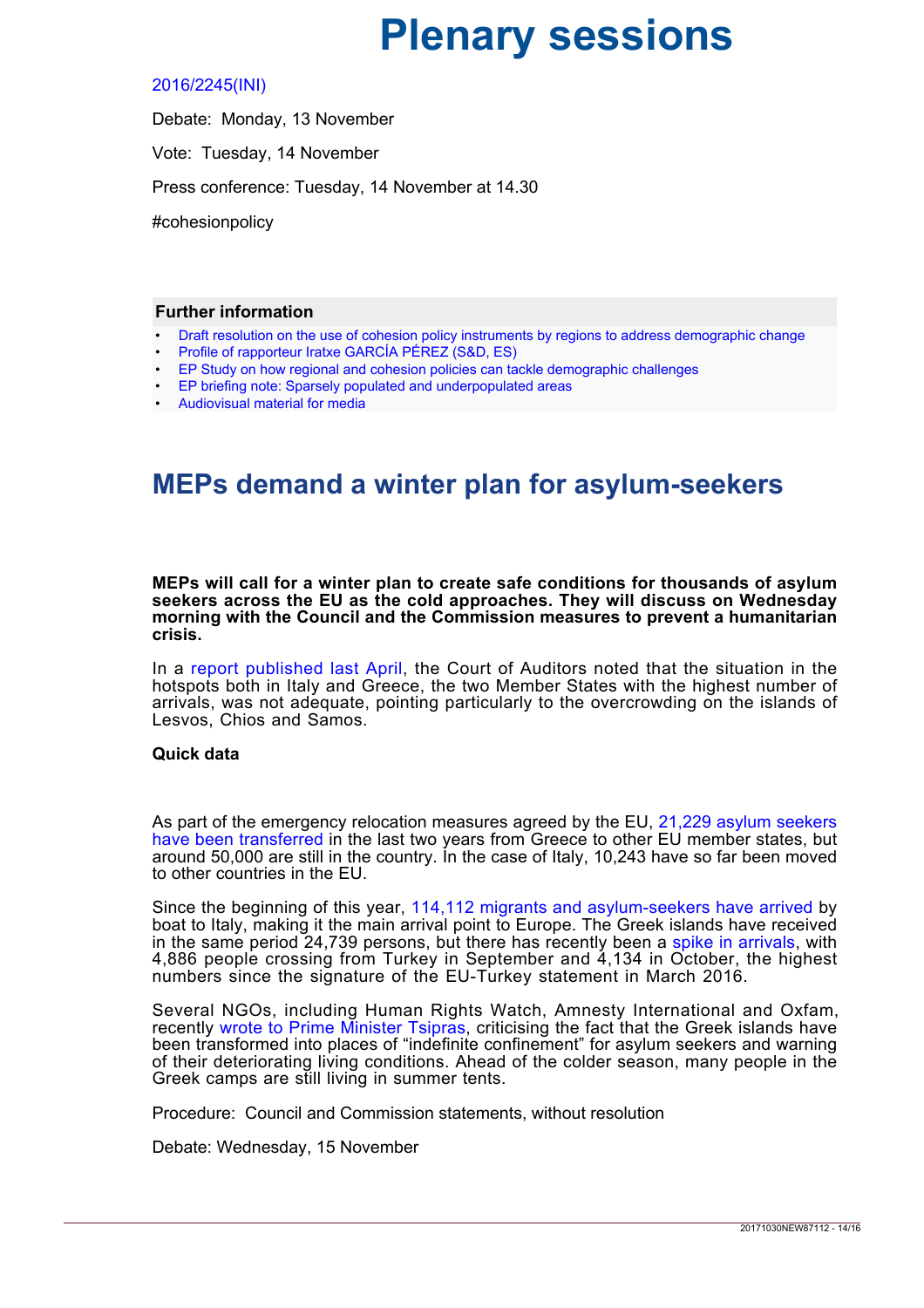2016/2245(INI)

Debate: Monday, 13 November

Vote: Tuesday, 14 November

Press conference: Tuesday, 14 November at 14.30

#cohesionpolicy

### Further information

- Draft resolution on the use of cohesion policy instruments by regions to address demographic change
- Profile of rapporteur Iratxe GARCÍA PÉREZ (S&D, ES)
- EP Study on how regional and cohesion policies can tackle demographic challenges
- EP briefing note: Sparsely populated and underpopulated areas
- Audiovisual material for media

## MEPs demand a winter plan for asylum-seekers

**MEPs will call for a winter plan to create safe conditions for thousands of asylum seekers across the EU as the cold approaches. They will discuss on Wednesday morning with the Council and the Commission measures to prevent a humanitarian crisis.**

In a report published last April, the Court of Auditors noted that the situation in the hotspots both in Italy and Greece, the two Member States with the highest number of arrivals, was not adequate, pointing particularly to the overcrowding on the islands of Lesvos, Chios and Samos.

**Quick data**

As part of the emergency relocation measures agreed by the EU, 21,229 asylum seekers have been transferred in the last two years from Greece to other EU member states, but around 50,000 are still in the country. In the case of Italy, 10,243 have so far been moved to other countries in the EU.

Since the beginning of this year, 114,112 migrants and asylum-seekers have arrived by boat to Italy, making it the main arrival point to Europe. The Greek islands have received in the same period 24,739 persons, but there has recently been a spike in arrivals, with 4,886 people crossing from Turkey in September and 4,134 in October, the highest numbers since the signature of the EU-Turkey statement in March 2016.

Several NGOs, including Human Rights Watch, Amnesty International and Oxfam, recently wrote to Prime Minister Tsipras, criticising the fact that the Greek islands have been transformed into places of "indefinite confinement" for asylum seekers and warning of their deteriorating living conditions. Ahead of the colder season, many people in the Greek camps are still living in summer tents.

Procedure: Council and Commission statements, without resolution

Debate: Wednesday, 15 November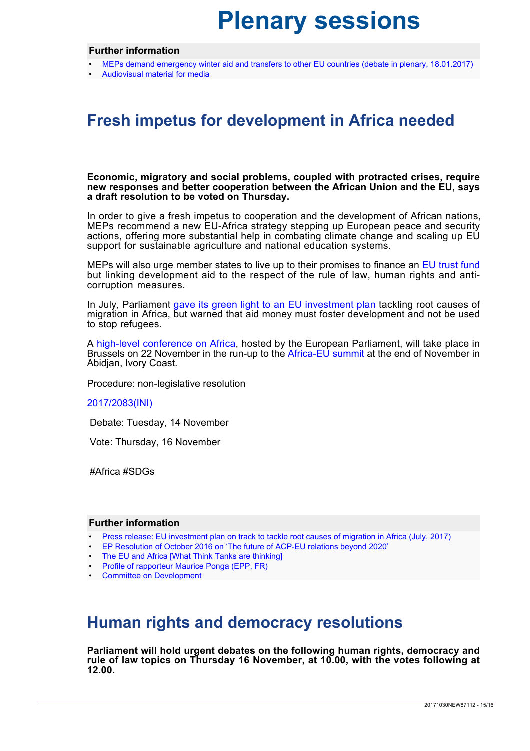### Further information

- MEPs demand emergency winter aid and transfers to other EU countries (debate in plenary, 18.01.2017)
- Audiovisual material for media

## Fresh impetus for development in Africa needed

**Economic, migratory and social problems, coupled with protracted crises, require new responses and better cooperation between the African Union and the EU, says a draft resolution to be voted on Thursday.**

In order to give a fresh impetus to cooperation and the development of African nations, MEPs recommend a new EU-Africa strategy stepping up European peace and security actions, offering more substantial help in combating climate change and scaling up EU support for sustainable agriculture and national education systems.

MEPs will also urge member states to live up to their promises to finance an EU trust fund but linking development aid to the respect of the rule of law, human rights and anti-corruption measures.

In July, Parliament gave its green light to an EU investment plan tackling root causes of migration in Africa, but warned that aid money must foster development and not be used to stop refugees.

A high-level conference on Africa, hosted by the European Parliament, will take place in Brussels on 22 November in the run-up to the Africa-EU summit at the end of November in Abidjan, Ivory Coast.

Procedure: non-legislative resolution

2017/2083(INI)

Debate: Tuesday, 14 November

Vote: Thursday, 16 November

#Africa #SDGs

### Further information

- Press release: EU investment plan on track to tackle root causes of migration in Africa (July, 2017)
- EP Resolution of October 2016 on 'The future of ACP-EU relations beyond 2020'
- The EU and Africa [What Think Tanks are thinking]
- Profile of rapporteur Maurice Ponga (EPP, FR)
- Committee on Development

## Human rights and democracy resolutions

**Parliament will hold urgent debates on the following human rights, democracy and rule of law topics on Thursday 16 November, at 10.00, with the votes following at 12.00.**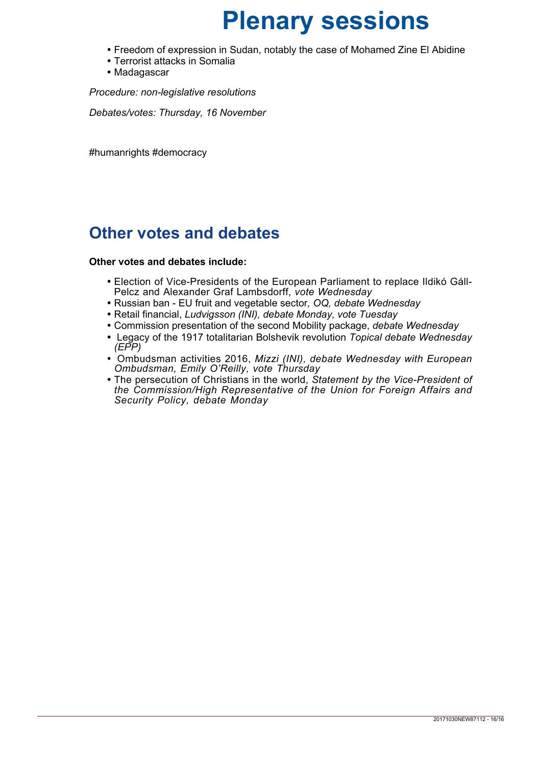# Plenary sessions

- Freedom of expression in Sudan, notably the case of Mohamed Zine El Abidine
- Terrorist attacks in Somalia
- Madagascar

*Procedure: non-legislative resolutions*

*Debates/votes: Thursday, 16 November*

#humanrights #democracy

## Other votes and debates

**Other votes and debates include:**

- Election of Vice-Presidents of the European Parliament to replace Ildikó Gáll-Pelcz and Alexander Graf Lambsdorff, *vote Wednesday*
- Russian ban - EU fruit and vegetable sector*, OQ, debate Wednesday*
- Retail financial, *Ludvigsson (INI), debate Monday, vote Tuesday*
- Commission presentation of the second Mobility package, *debate Wednesday*
- Legacy of the 1917 totalitarian Bolshevik revolution *Topical debate Wednesday (EPP)*
- Ombudsman activities 2016, *Mizzi (INI), debate Wednesday with European Ombudsman, Emily O'Reilly, vote Thursday*
- The persecution of Christians in the world, *Statement by the Vice-President of the Commission/High Representative of the Union for Foreign Affairs and Security Policy, debate Monday*